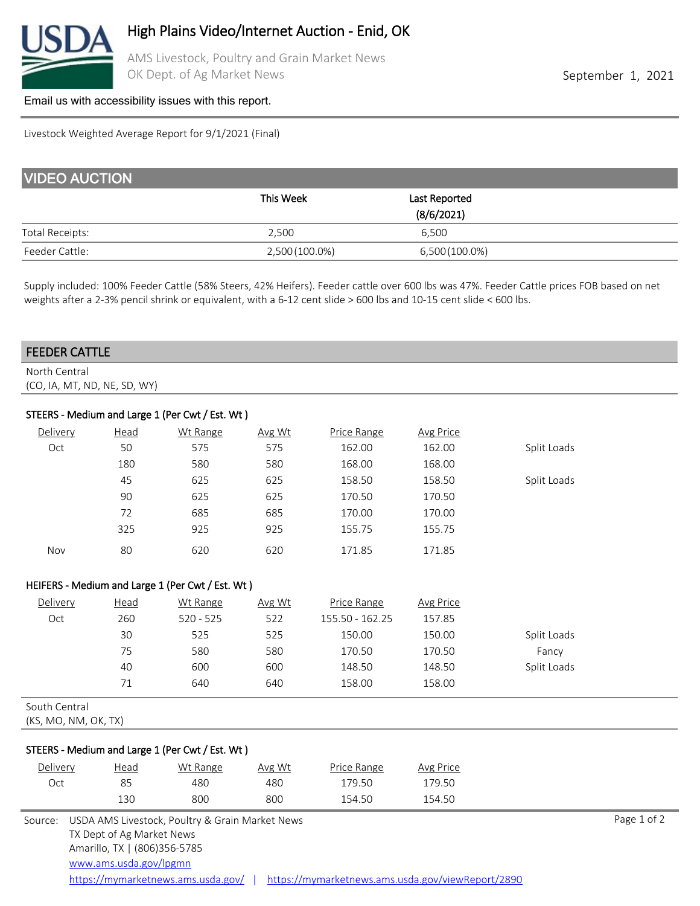# High Plains Video/Internet Auction - Enid, OK

AMS Livestock, Poultry and Grain Market News
OK Dept. of Ag Market News

September 1, 2021

Email us with accessibility issues with this report.

Livestock Weighted Average Report for 9/1/2021 (Final)

## VIDEO AUCTION

| | This Week | Last Reported (8/6/2021) |
|---|---|---|
| Total Receipts: | 2,500 | 6,500 |
| Feeder Cattle: | 2,500 (100.0%) | 6,500 (100.0%) |

Supply included: 100% Feeder Cattle (58% Steers, 42% Heifers). Feeder cattle over 600 lbs was 47%. Feeder Cattle prices FOB based on net weights after a 2-3% pencil shrink or equivalent, with a 6-12 cent slide > 600 lbs and 10-15 cent slide < 600 lbs.

## FEEDER CATTLE

North Central
(CO, IA, MT, ND, NE, SD, WY)

### STEERS - Medium and Large 1 (Per Cwt / Est. Wt )

| Delivery | Head | Wt Range | Avg Wt | Price Range | Avg Price | |
|---|---|---|---|---|---|---|
| Oct | 50 | 575 | 575 | 162.00 | 162.00 | Split Loads |
| | 180 | 580 | 580 | 168.00 | 168.00 | |
| | 45 | 625 | 625 | 158.50 | 158.50 | Split Loads |
| | 90 | 625 | 625 | 170.50 | 170.50 | |
| | 72 | 685 | 685 | 170.00 | 170.00 | |
| | 325 | 925 | 925 | 155.75 | 155.75 | |
| Nov | 80 | 620 | 620 | 171.85 | 171.85 | |

### HEIFERS - Medium and Large 1 (Per Cwt / Est. Wt )

| Delivery | Head | Wt Range | Avg Wt | Price Range | Avg Price | |
|---|---|---|---|---|---|---|
| Oct | 260 | 520 - 525 | 522 | 155.50 - 162.25 | 157.85 | |
| | 30 | 525 | 525 | 150.00 | 150.00 | Split Loads |
| | 75 | 580 | 580 | 170.50 | 170.50 | Fancy |
| | 40 | 600 | 600 | 148.50 | 148.50 | Split Loads |
| | 71 | 640 | 640 | 158.00 | 158.00 | |

South Central
(KS, MO, NM, OK, TX)

### STEERS - Medium and Large 1 (Per Cwt / Est. Wt )

| Delivery | Head | Wt Range | Avg Wt | Price Range | Avg Price |
|---|---|---|---|---|---|
| Oct | 85 | 480 | 480 | 179.50 | 179.50 |
| | 130 | 800 | 800 | 154.50 | 154.50 |

Source: USDA AMS Livestock, Poultry & Grain Market News
TX Dept of Ag Market News
Amarillo, TX | (806)356-5785
www.ams.usda.gov/lpgmn
https://mymarketnews.ams.usda.gov/ | https://mymarketnews.ams.usda.gov/viewReport/2890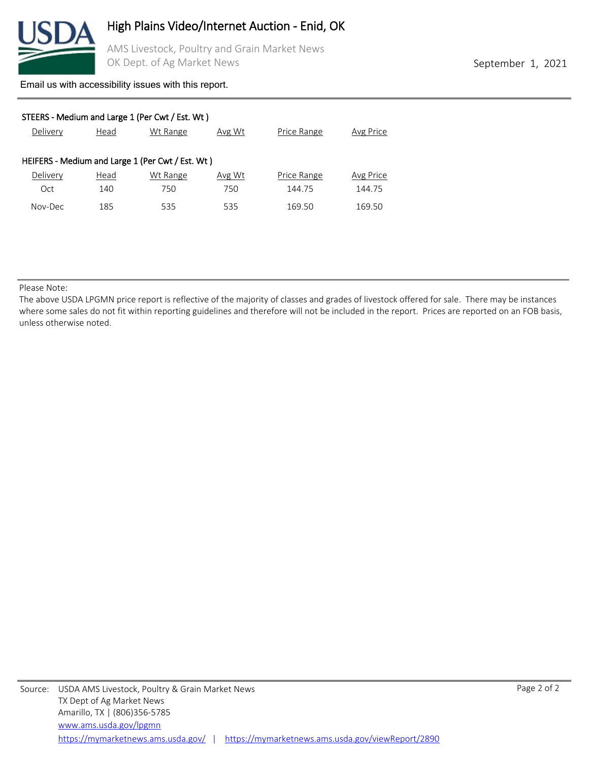# High Plains Video/Internet Auction - Enid, OK

AMS Livestock, Poultry and Grain Market News
OK Dept. of Ag Market News

September 1, 2021

Email us with accessibility issues with this report.

**STEERS - Medium and Large 1 (Per Cwt / Est. Wt )**

| Delivery | Head | Wt Range | Avg Wt | Price Range | Avg Price |
|---|---|---|---|---|---|

**HEIFERS - Medium and Large 1 (Per Cwt / Est. Wt )**

| Delivery | Head | Wt Range | Avg Wt | Price Range | Avg Price |
|---|---|---|---|---|---|
| Oct | 140 | 750 | 750 | 144.75 | 144.75 |
| Nov-Dec | 185 | 535 | 535 | 169.50 | 169.50 |

Please Note:
The above USDA LPGMN price report is reflective of the majority of classes and grades of livestock offered for sale. There may be instances where some sales do not fit within reporting guidelines and therefore will not be included in the report. Prices are reported on an FOB basis, unless otherwise noted.

Source: USDA AMS Livestock, Poultry & Grain Market News
TX Dept of Ag Market News
Amarillo, TX | (806)356-5785
www.ams.usda.gov/lpgmn
https://mymarketnews.ams.usda.gov/ | https://mymarketnews.ams.usda.gov/viewReport/2890